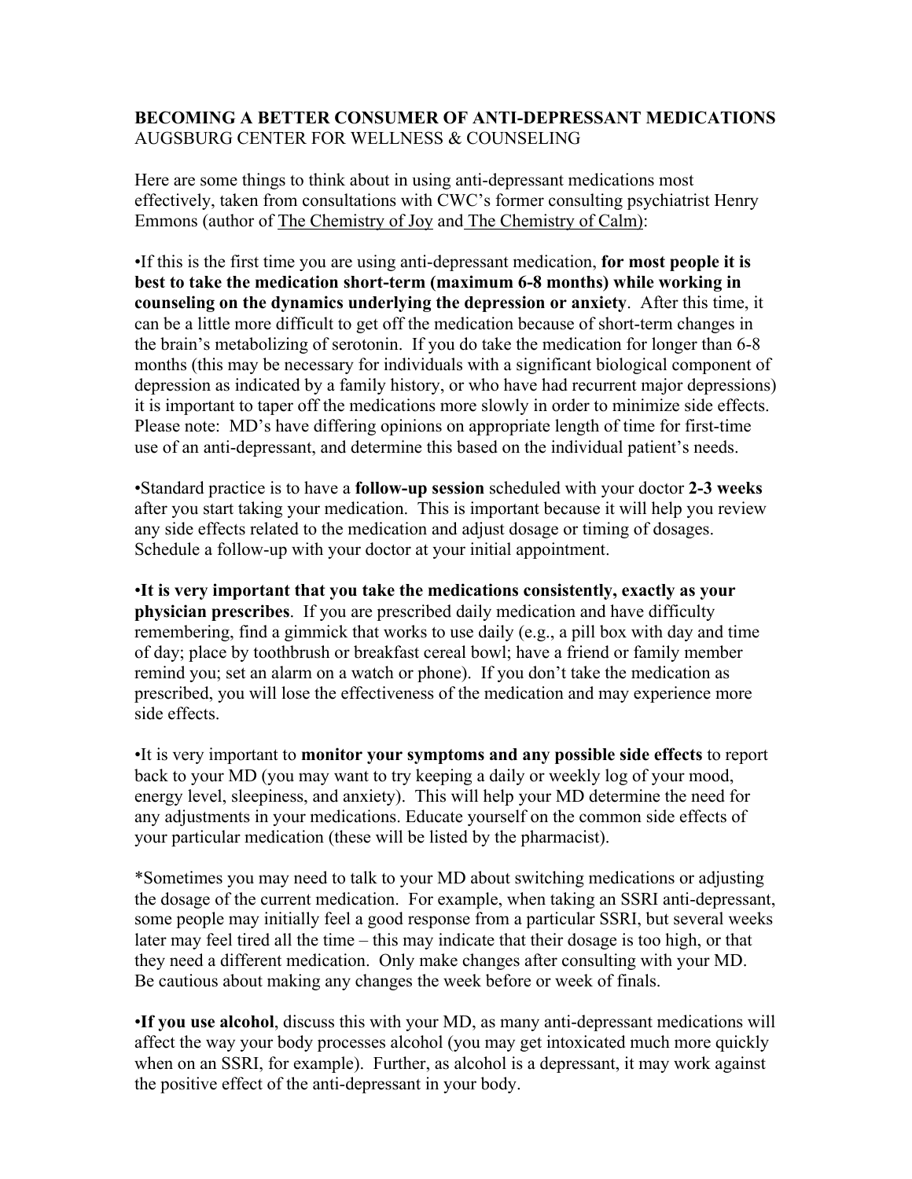**BECOMING A BETTER CONSUMER OF ANTI-DEPRESSANT MEDICATIONS**
AUGSBURG CENTER FOR WELLNESS & COUNSELING

Here are some things to think about in using anti-depressant medications most effectively, taken from consultations with CWC's former consulting psychiatrist Henry Emmons (author of The Chemistry of Joy and The Chemistry of Calm):

•If this is the first time you are using anti-depressant medication, **for most people it is best to take the medication short-term (maximum 6-8 months) while working in counseling on the dynamics underlying the depression or anxiety**. After this time, it can be a little more difficult to get off the medication because of short-term changes in the brain's metabolizing of serotonin. If you do take the medication for longer than 6-8 months (this may be necessary for individuals with a significant biological component of depression as indicated by a family history, or who have had recurrent major depressions) it is important to taper off the medications more slowly in order to minimize side effects. Please note: MD's have differing opinions on appropriate length of time for first-time use of an anti-depressant, and determine this based on the individual patient's needs.

•Standard practice is to have a **follow-up session** scheduled with your doctor **2-3 weeks** after you start taking your medication. This is important because it will help you review any side effects related to the medication and adjust dosage or timing of dosages. Schedule a follow-up with your doctor at your initial appointment.

•**It is very important that you take the medications consistently, exactly as your physician prescribes**. If you are prescribed daily medication and have difficulty remembering, find a gimmick that works to use daily (e.g., a pill box with day and time of day; place by toothbrush or breakfast cereal bowl; have a friend or family member remind you; set an alarm on a watch or phone). If you don't take the medication as prescribed, you will lose the effectiveness of the medication and may experience more side effects.

•It is very important to **monitor your symptoms and any possible side effects** to report back to your MD (you may want to try keeping a daily or weekly log of your mood, energy level, sleepiness, and anxiety). This will help your MD determine the need for any adjustments in your medications. Educate yourself on the common side effects of your particular medication (these will be listed by the pharmacist).

*Sometimes you may need to talk to your MD about switching medications or adjusting the dosage of the current medication. For example, when taking an SSRI anti-depressant, some people may initially feel a good response from a particular SSRI, but several weeks later may feel tired all the time – this may indicate that their dosage is too high, or that they need a different medication. Only make changes after consulting with your MD. Be cautious about making any changes the week before or week of finals.

•**If you use alcohol**, discuss this with your MD, as many anti-depressant medications will affect the way your body processes alcohol (you may get intoxicated much more quickly when on an SSRI, for example). Further, as alcohol is a depressant, it may work against the positive effect of the anti-depressant in your body.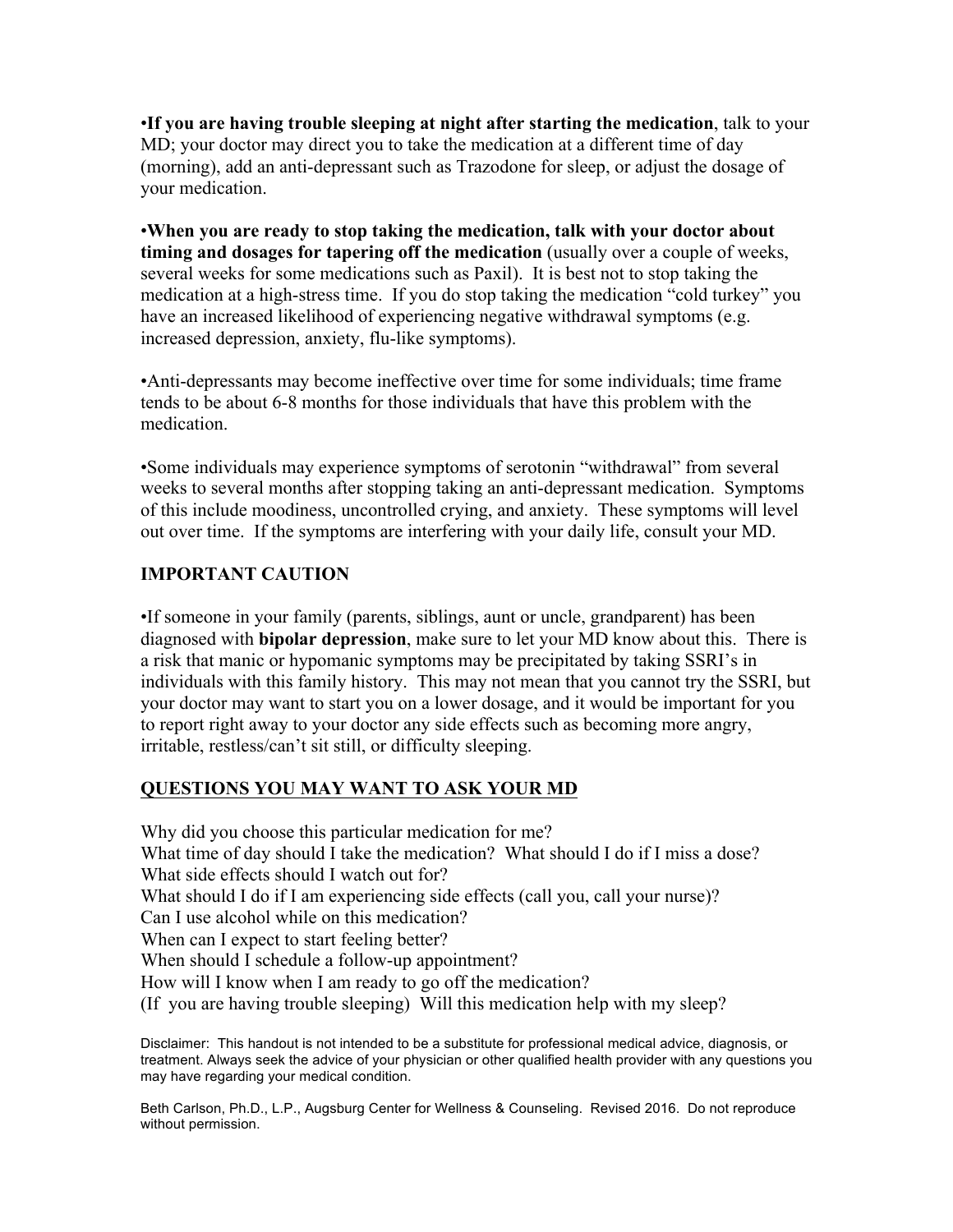•**If you are having trouble sleeping at night after starting the medication**, talk to your MD; your doctor may direct you to take the medication at a different time of day (morning), add an anti-depressant such as Trazodone for sleep, or adjust the dosage of your medication.

•**When you are ready to stop taking the medication, talk with your doctor about timing and dosages for tapering off the medication** (usually over a couple of weeks, several weeks for some medications such as Paxil). It is best not to stop taking the medication at a high-stress time. If you do stop taking the medication "cold turkey" you have an increased likelihood of experiencing negative withdrawal symptoms (e.g. increased depression, anxiety, flu-like symptoms).

•Anti-depressants may become ineffective over time for some individuals; time frame tends to be about 6-8 months for those individuals that have this problem with the medication.

•Some individuals may experience symptoms of serotonin "withdrawal" from several weeks to several months after stopping taking an anti-depressant medication. Symptoms of this include moodiness, uncontrolled crying, and anxiety. These symptoms will level out over time. If the symptoms are interfering with your daily life, consult your MD.

## IMPORTANT CAUTION

•If someone in your family (parents, siblings, aunt or uncle, grandparent) has been diagnosed with **bipolar depression**, make sure to let your MD know about this. There is a risk that manic or hypomanic symptoms may be precipitated by taking SSRI's in individuals with this family history. This may not mean that you cannot try the SSRI, but your doctor may want to start you on a lower dosage, and it would be important for you to report right away to your doctor any side effects such as becoming more angry, irritable, restless/can't sit still, or difficulty sleeping.

## QUESTIONS YOU MAY WANT TO ASK YOUR MD

Why did you choose this particular medication for me?
What time of day should I take the medication? What should I do if I miss a dose?
What side effects should I watch out for?
What should I do if I am experiencing side effects (call you, call your nurse)?
Can I use alcohol while on this medication?
When can I expect to start feeling better?
When should I schedule a follow-up appointment?
How will I know when I am ready to go off the medication?
(If you are having trouble sleeping) Will this medication help with my sleep?

Disclaimer: This handout is not intended to be a substitute for professional medical advice, diagnosis, or treatment. Always seek the advice of your physician or other qualified health provider with any questions you may have regarding your medical condition.

Beth Carlson, Ph.D., L.P., Augsburg Center for Wellness & Counseling. Revised 2016. Do not reproduce without permission.